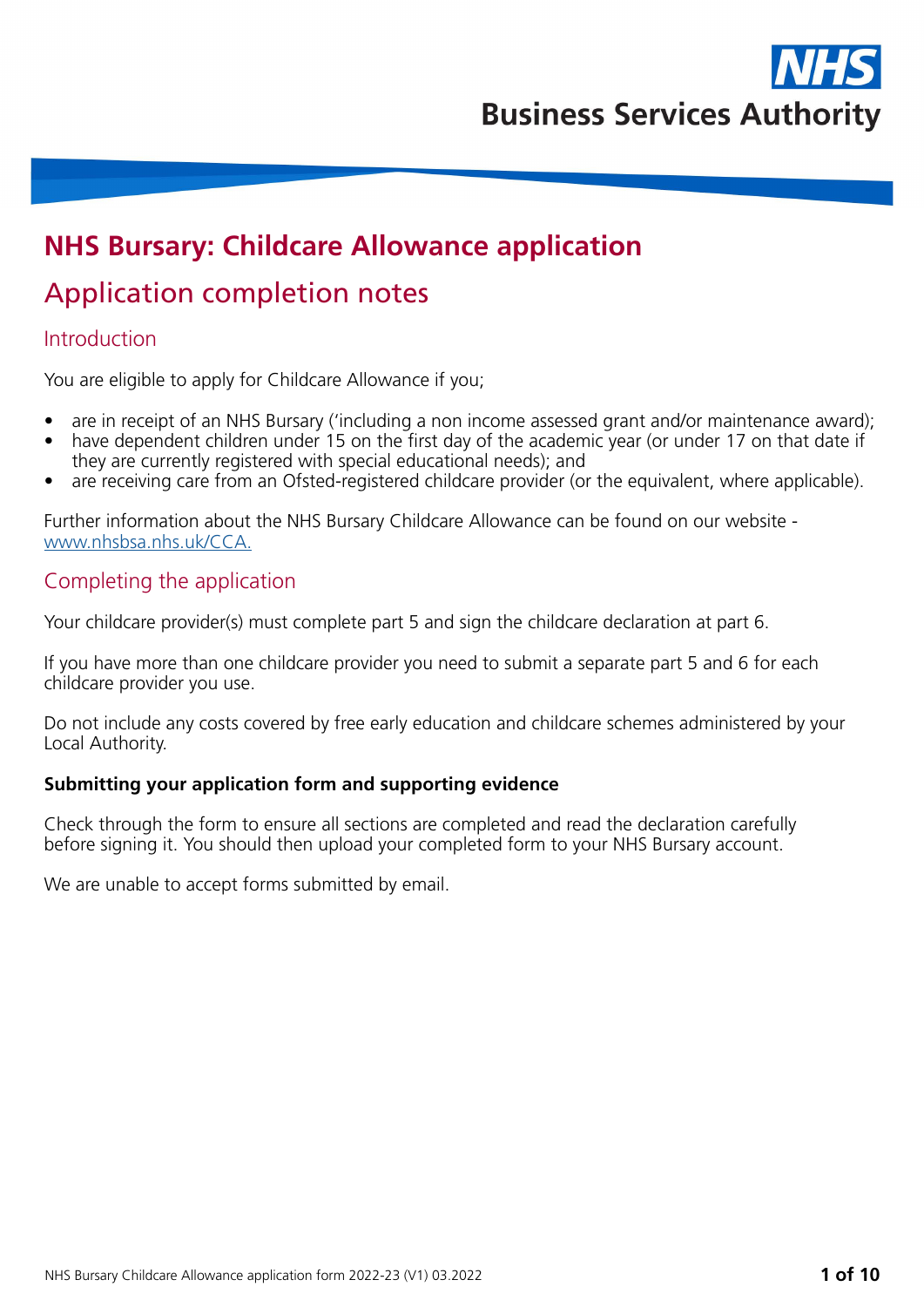NHS Business Services Authority

# NHS Bursary: Childcare Allowance application

## Application completion notes

### Introduction

You are eligible to apply for Childcare Allowance if you;

- are in receipt of an NHS Bursary ('including a non income assessed grant and/or maintenance award);
- have dependent children under 15 on the first day of the academic year (or under 17 on that date if they are currently registered with special educational needs); and
- are receiving care from an Ofsted-registered childcare provider (or the equivalent, where applicable).

Further information about the NHS Bursary Childcare Allowance can be found on our website - www.nhsbsa.nhs.uk/CCA.

### Completing the application

Your childcare provider(s) must complete part 5 and sign the childcare declaration at part 6.

If you have more than one childcare provider you need to submit a separate part 5 and 6 for each childcare provider you use.

Do not include any costs covered by free early education and childcare schemes administered by your Local Authority.

**Submitting your application form and supporting evidence**

Check through the form to ensure all sections are completed and read the declaration carefully before signing it. You should then upload your completed form to your NHS Bursary account.

We are unable to accept forms submitted by email.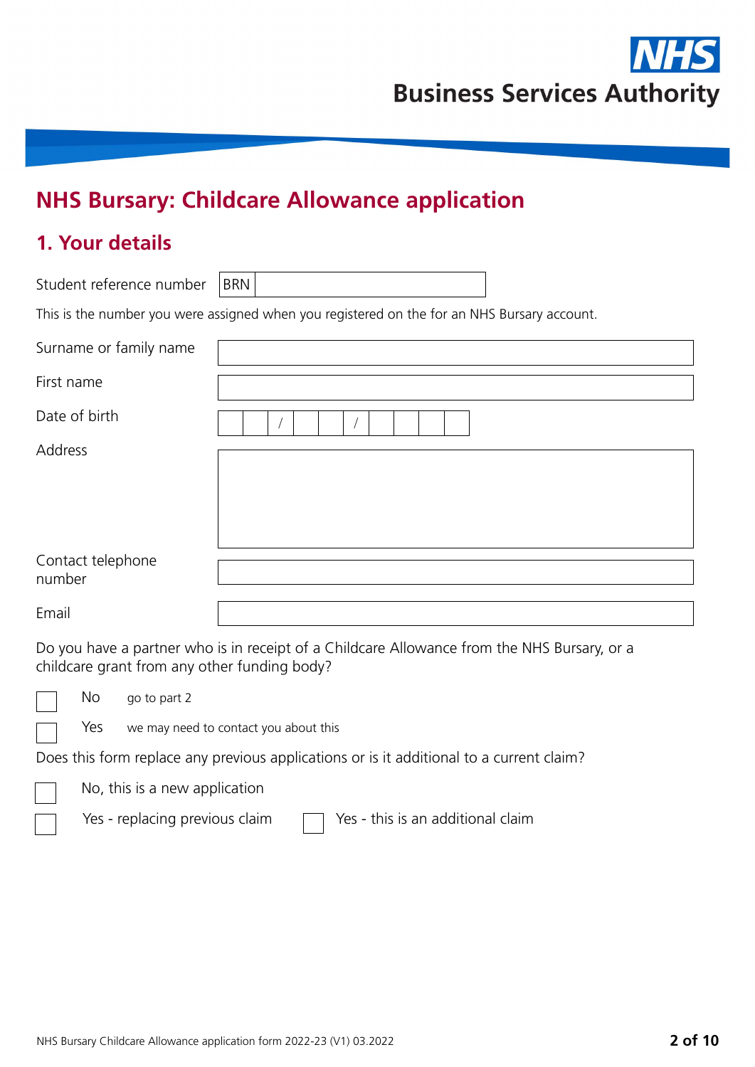# NHS Bursary: Childcare Allowance application

## 1. Your details

Student reference number BRN

This is the number you were assigned when you registered on the for an NHS Bursary account.

Surname or family name

First name

Date of birth  /  /

Address

Contact telephone number

Email

Do you have a partner who is in receipt of a Childcare Allowance from the NHS Bursary, or a childcare grant from any other funding body?

- ☐ No — go to part 2
- ☐ Yes — we may need to contact you about this

Does this form replace any previous applications or is it additional to a current claim?

- ☐ No, this is a new application
- ☐ Yes - replacing previous claim
- ☐ Yes - this is an additional claim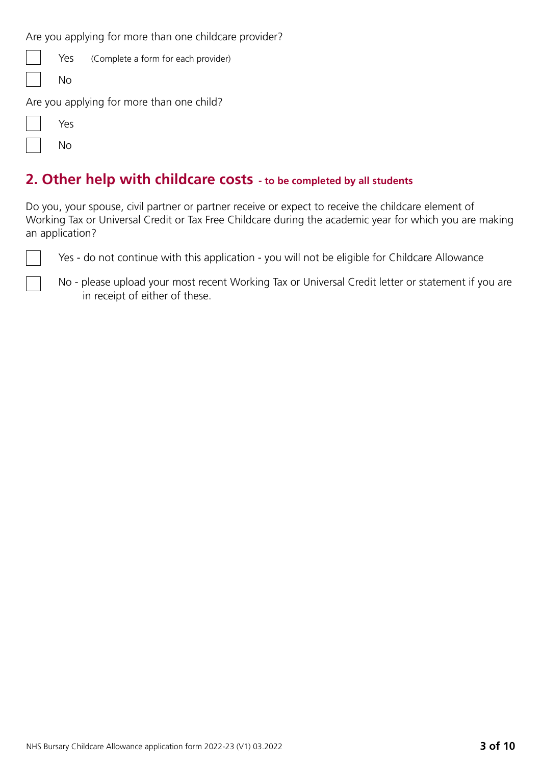Are you applying for more than one childcare provider?

- [ ] Yes (Complete a form for each provider)
- [ ] No

Are you applying for more than one child?

- [ ] Yes
- [ ] No

## 2. Other help with childcare costs - to be completed by all students

Do you, your spouse, civil partner or partner receive or expect to receive the childcare element of Working Tax or Universal Credit or Tax Free Childcare during the academic year for which you are making an application?

- [ ] Yes - do not continue with this application - you will not be eligible for Childcare Allowance
- [ ] No - please upload your most recent Working Tax or Universal Credit letter or statement if you are in receipt of either of these.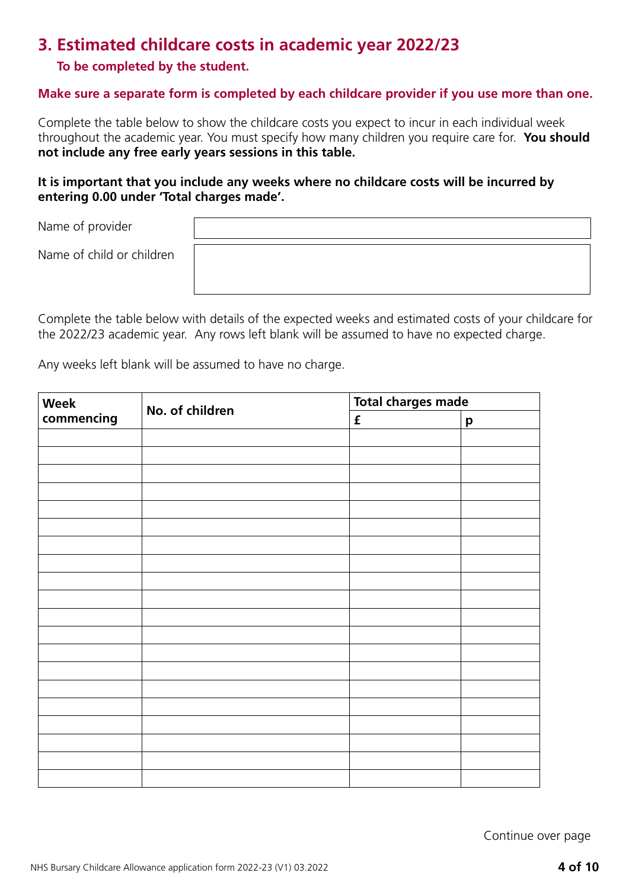## 3. Estimated childcare costs in academic year 2022/23

**To be completed by the student.**

**Make sure a separate form is completed by each childcare provider if you use more than one.**

Complete the table below to show the childcare costs you expect to incur in each individual week throughout the academic year. You must specify how many children you require care for. **You should not include any free early years sessions in this table.**

**It is important that you include any weeks where no childcare costs will be incurred by entering 0.00 under 'Total charges made'.**

| | |
|---|---|
| Name of provider | |
| Name of child or children | |

Complete the table below with details of the expected weeks and estimated costs of your childcare for the 2022/23 academic year. Any rows left blank will be assumed to have no expected charge.

Any weeks left blank will be assumed to have no charge.

| Week commencing | No. of children | Total charges made | |
|---|---|---|---|
| | | £ | p |
| | | | |
| | | | |
| | | | |
| | | | |
| | | | |
| | | | |
| | | | |
| | | | |
| | | | |
| | | | |
| | | | |
| | | | |
| | | | |
| | | | |
| | | | |
| | | | |
| | | | |
| | | | |
| | | | |
| | | | |

Continue over page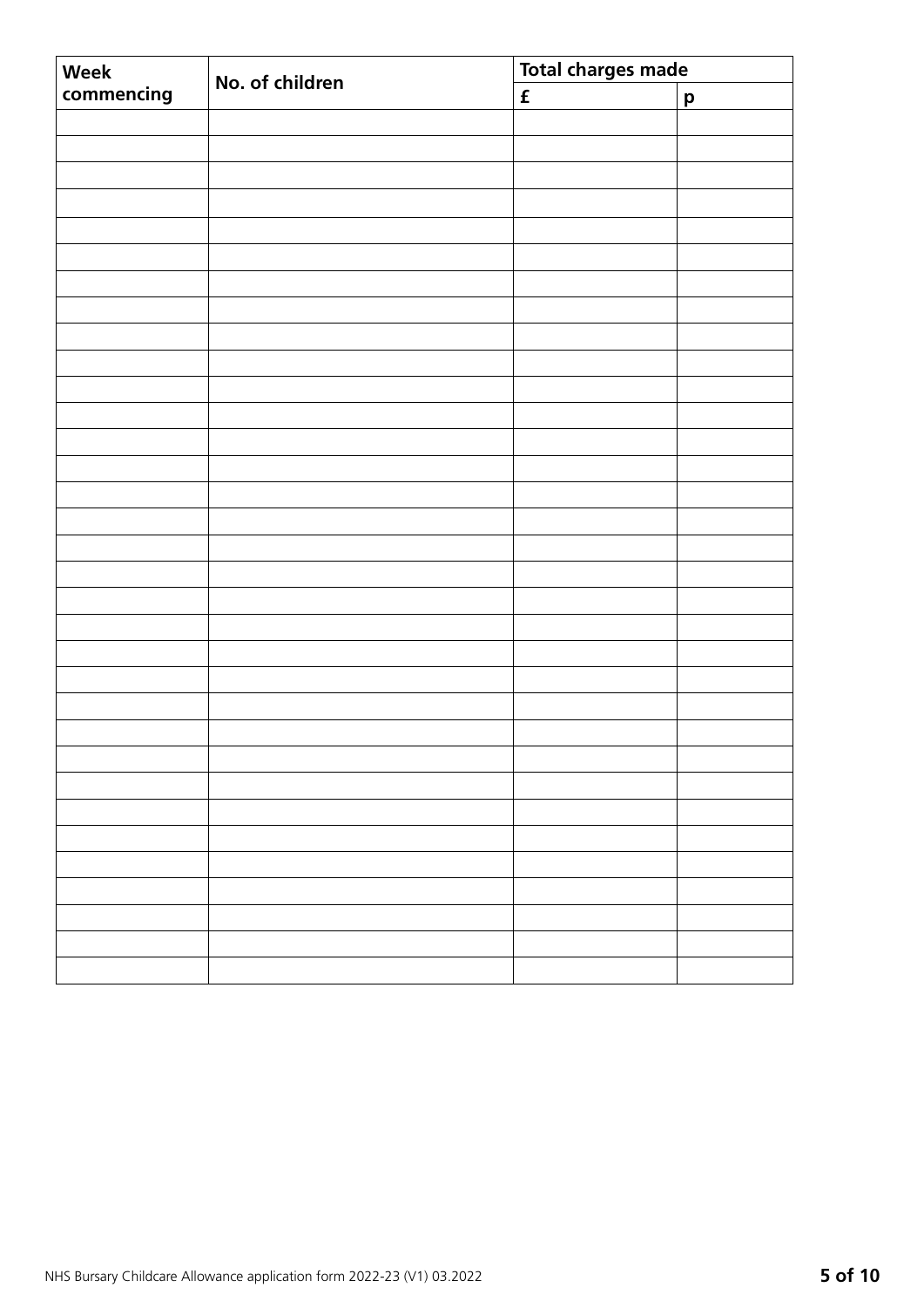| Week commencing | No. of children | Total charges made | |
|---|---|---|---|
| | | £ | p |
| | | | |
| | | | |
| | | | |
| | | | |
| | | | |
| | | | |
| | | | |
| | | | |
| | | | |
| | | | |
| | | | |
| | | | |
| | | | |
| | | | |
| | | | |
| | | | |
| | | | |
| | | | |
| | | | |
| | | | |
| | | | |
| | | | |
| | | | |
| | | | |
| | | | |
| | | | |
| | | | |
| | | | |
| | | | |
| | | | |
| | | | |
| | | | |
| | | | |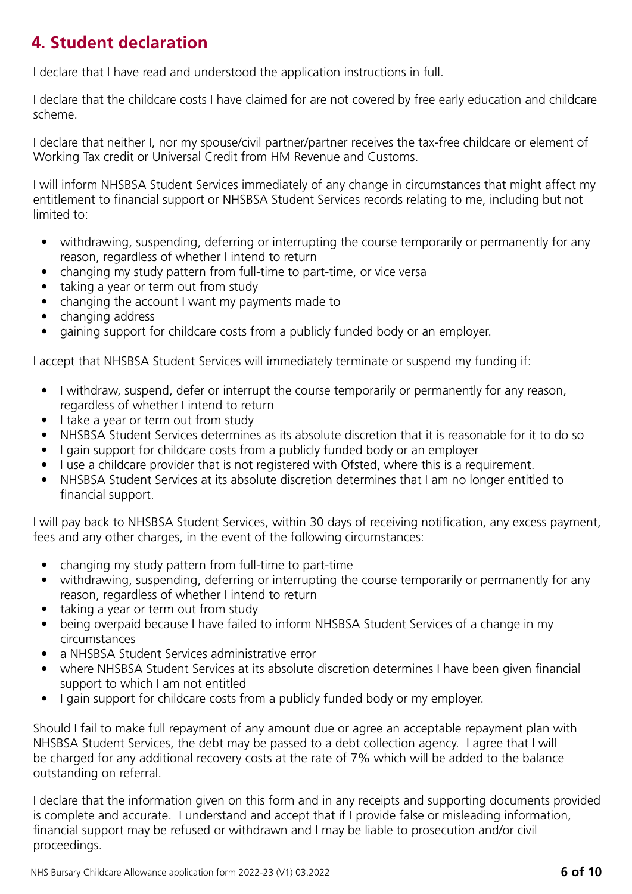## 4. Student declaration

I declare that I have read and understood the application instructions in full.

I declare that the childcare costs I have claimed for are not covered by free early education and childcare scheme.

I declare that neither I, nor my spouse/civil partner/partner receives the tax-free childcare or element of Working Tax credit or Universal Credit from HM Revenue and Customs.

I will inform NHSBSA Student Services immediately of any change in circumstances that might affect my entitlement to financial support or NHSBSA Student Services records relating to me, including but not limited to:

- withdrawing, suspending, deferring or interrupting the course temporarily or permanently for any reason, regardless of whether I intend to return
- changing my study pattern from full-time to part-time, or vice versa
- taking a year or term out from study
- changing the account I want my payments made to
- changing address
- gaining support for childcare costs from a publicly funded body or an employer.

I accept that NHSBSA Student Services will immediately terminate or suspend my funding if:

- I withdraw, suspend, defer or interrupt the course temporarily or permanently for any reason, regardless of whether I intend to return
- I take a year or term out from study
- NHSBSA Student Services determines as its absolute discretion that it is reasonable for it to do so
- I gain support for childcare costs from a publicly funded body or an employer
- I use a childcare provider that is not registered with Ofsted, where this is a requirement.
- NHSBSA Student Services at its absolute discretion determines that I am no longer entitled to financial support.

I will pay back to NHSBSA Student Services, within 30 days of receiving notification, any excess payment, fees and any other charges, in the event of the following circumstances:

- changing my study pattern from full-time to part-time
- withdrawing, suspending, deferring or interrupting the course temporarily or permanently for any reason, regardless of whether I intend to return
- taking a year or term out from study
- being overpaid because I have failed to inform NHSBSA Student Services of a change in my circumstances
- a NHSBSA Student Services administrative error
- where NHSBSA Student Services at its absolute discretion determines I have been given financial support to which I am not entitled
- I gain support for childcare costs from a publicly funded body or my employer.

Should I fail to make full repayment of any amount due or agree an acceptable repayment plan with NHSBSA Student Services, the debt may be passed to a debt collection agency. I agree that I will be charged for any additional recovery costs at the rate of 7% which will be added to the balance outstanding on referral.

I declare that the information given on this form and in any receipts and supporting documents provided is complete and accurate. I understand and accept that if I provide false or misleading information, financial support may be refused or withdrawn and I may be liable to prosecution and/or civil proceedings.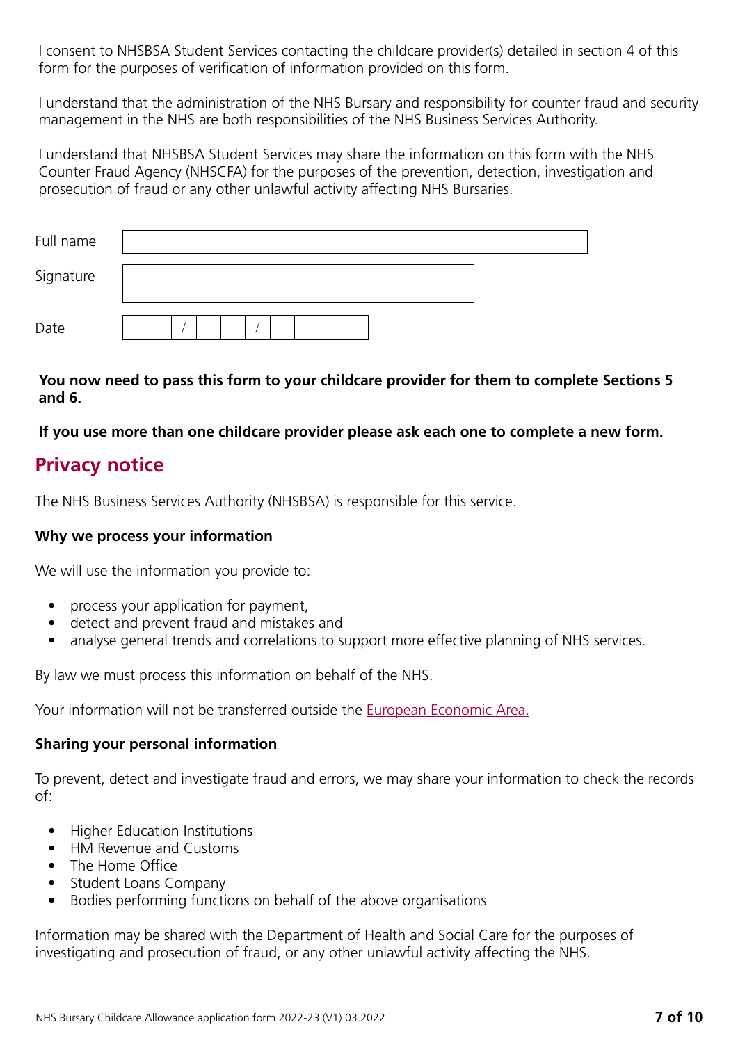I consent to NHSBSA Student Services contacting the childcare provider(s) detailed in section 4 of this form for the purposes of verification of information provided on this form.

I understand that the administration of the NHS Bursary and responsibility for counter fraud and security management in the NHS are both responsibilities of the NHS Business Services Authority.

I understand that NHSBSA Student Services may share the information on this form with the NHS Counter Fraud Agency (NHSCFA) for the purposes of the prevention, detection, investigation and prosecution of fraud or any other unlawful activity affecting NHS Bursaries.

| | |
|---|---|
| Full name | |
| Signature | |
| Date | &nbsp;&nbsp; / &nbsp;&nbsp; / |

**You now need to pass this form to your childcare provider for them to complete Sections 5 and 6.**

**If you use more than one childcare provider please ask each one to complete a new form.**

## Privacy notice

The NHS Business Services Authority (NHSBSA) is responsible for this service.

### Why we process your information

We will use the information you provide to:

- process your application for payment,
- detect and prevent fraud and mistakes and
- analyse general trends and correlations to support more effective planning of NHS services.

By law we must process this information on behalf of the NHS.

Your information will not be transferred outside the European Economic Area.

### Sharing your personal information

To prevent, detect and investigate fraud and errors, we may share your information to check the records of:

- Higher Education Institutions
- HM Revenue and Customs
- The Home Office
- Student Loans Company
- Bodies performing functions on behalf of the above organisations

Information may be shared with the Department of Health and Social Care for the purposes of investigating and prosecution of fraud, or any other unlawful activity affecting the NHS.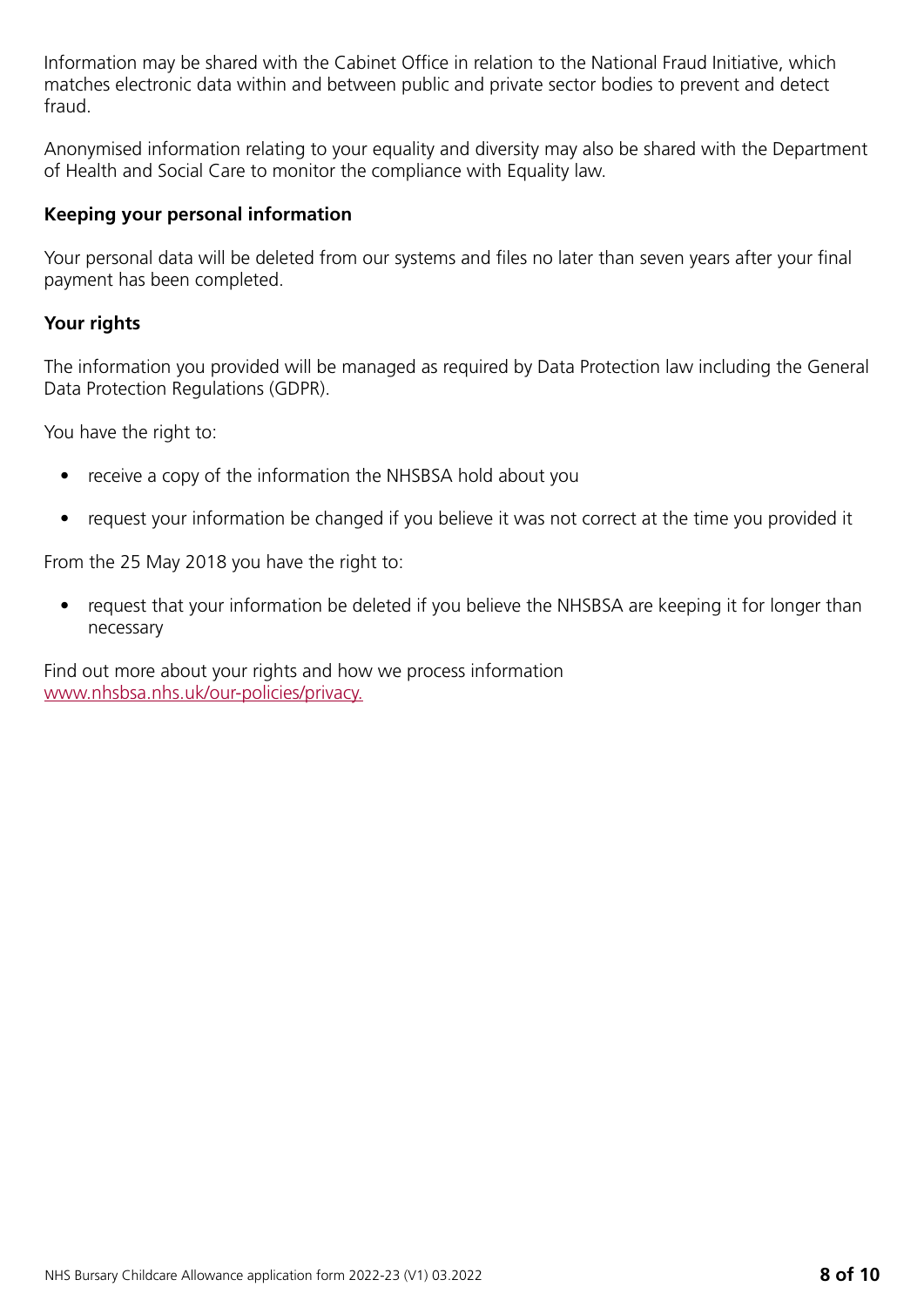Information may be shared with the Cabinet Office in relation to the National Fraud Initiative, which matches electronic data within and between public and private sector bodies to prevent and detect fraud.

Anonymised information relating to your equality and diversity may also be shared with the Department of Health and Social Care to monitor the compliance with Equality law.

**Keeping your personal information**

Your personal data will be deleted from our systems and files no later than seven years after your final payment has been completed.

**Your rights**

The information you provided will be managed as required by Data Protection law including the General Data Protection Regulations (GDPR).

You have the right to:

- receive a copy of the information the NHSBSA hold about you
- request your information be changed if you believe it was not correct at the time you provided it

From the 25 May 2018 you have the right to:

- request that your information be deleted if you believe the NHSBSA are keeping it for longer than necessary

Find out more about your rights and how we process information [www.nhsbsa.nhs.uk/our-policies/privacy.](http://www.nhsbsa.nhs.uk/our-policies/privacy)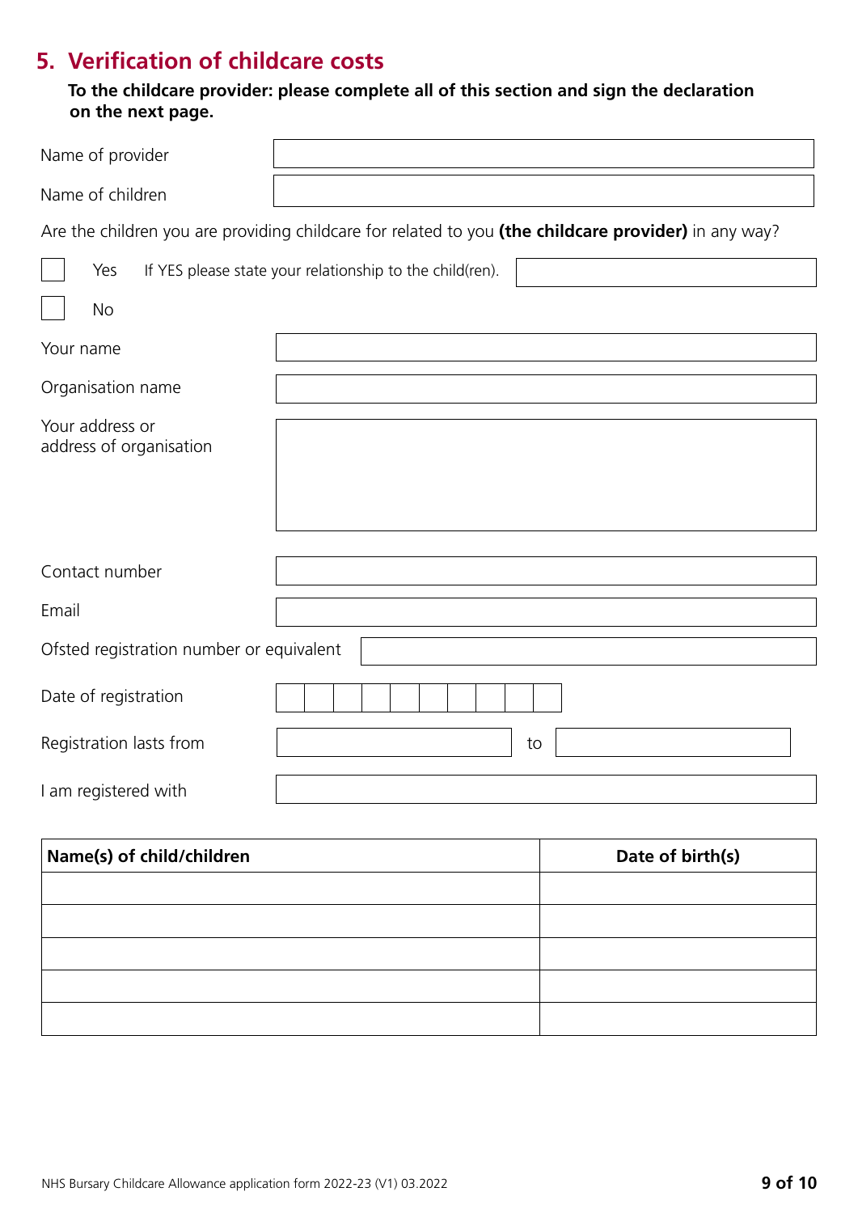## 5. Verification of childcare costs

**To the childcare provider: please complete all of this section and sign the declaration on the next page.**

Name of provider

Name of children

Are the children you are providing childcare for related to you **(the childcare provider)** in any way?

- [ ] Yes — If YES please state your relationship to the child(ren).
- [ ] No

Your name

Organisation name

Your address or address of organisation

Contact number

Email

Ofsted registration number or equivalent

Date of registration

Registration lasts from to

I am registered with

| Name(s) of child/children | Date of birth(s) |
|---|---|
| | |
| | |
| | |
| | |
| | |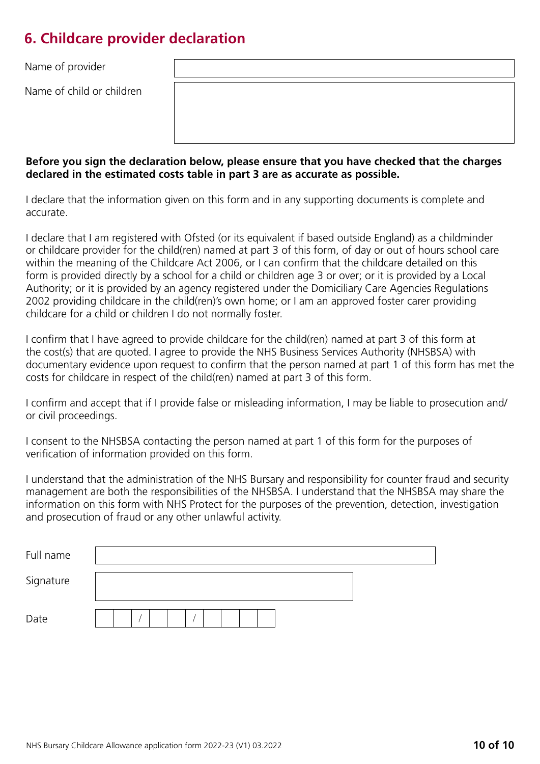## 6. Childcare provider declaration

Name of provider

Name of child or children

**Before you sign the declaration below, please ensure that you have checked that the charges declared in the estimated costs table in part 3 are as accurate as possible.**

I declare that the information given on this form and in any supporting documents is complete and accurate.

I declare that I am registered with Ofsted (or its equivalent if based outside England) as a childminder or childcare provider for the child(ren) named at part 3 of this form, of day or out of hours school care within the meaning of the Childcare Act 2006, or I can confirm that the childcare detailed on this form is provided directly by a school for a child or children age 3 or over; or it is provided by a Local Authority; or it is provided by an agency registered under the Domiciliary Care Agencies Regulations 2002 providing childcare in the child(ren)'s own home; or I am an approved foster carer providing childcare for a child or children I do not normally foster.

I confirm that I have agreed to provide childcare for the child(ren) named at part 3 of this form at the cost(s) that are quoted. I agree to provide the NHS Business Services Authority (NHSBSA) with documentary evidence upon request to confirm that the person named at part 1 of this form has met the costs for childcare in respect of the child(ren) named at part 3 of this form.

I confirm and accept that if I provide false or misleading information, I may be liable to prosecution and/or civil proceedings.

I consent to the NHSBSA contacting the person named at part 1 of this form for the purposes of verification of information provided on this form.

I understand that the administration of the NHS Bursary and responsibility for counter fraud and security management are both the responsibilities of the NHSBSA. I understand that the NHSBSA may share the information on this form with NHS Protect for the purposes of the prevention, detection, investigation and prosecution of fraud or any other unlawful activity.

Full name

Signature

Date &nbsp;&nbsp; / &nbsp;&nbsp; /